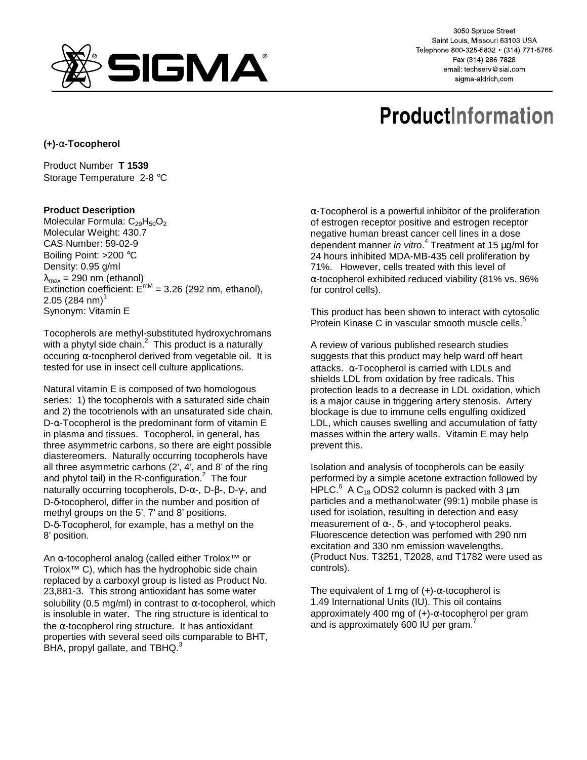SIGMA

3050 Spruce Street
Saint Louis, Missouri 63103 USA
Telephone 800-325-5832 • (314) 771-5765
Fax (314) 286-7828
email: techserv@sial.com
sigma-aldrich.com

# ProductInformation

**(+)-α-Tocopherol**

Product Number **T 1539**
Storage Temperature 2-8 °C

### Product Description

Molecular Formula: $C_{29}H_{50}O_2$
Molecular Weight: 430.7
CAS Number: 59-02-9
Boiling Point: >200 °C
Density: 0.95 g/ml
$\lambda_{max}$ = 290 nm (ethanol)
Extinction coefficient: $E^{mM}$ = 3.26 (292 nm, ethanol), 2.05 (284 nm)[1]
Synonym: Vitamin E

Tocopherols are methyl-substituted hydroxychromans with a phytyl side chain.[2] This product is a naturally occuring α-tocopherol derived from vegetable oil. It is tested for use in insect cell culture applications.

Natural vitamin E is composed of two homologous series: 1) the tocopherols with a saturated side chain and 2) the tocotrienols with an unsaturated side chain. D-α-Tocopherol is the predominant form of vitamin E in plasma and tissues. Tocopherol, in general, has three asymmetric carbons, so there are eight possible diastereomers. Naturally occurring tocopherols have all three asymmetric carbons (2', 4', and 8' of the ring and phytol tail) in the R-configuration.[2] The four naturally occurring tocopherols, D-α-, D-β-, D-γ-, and D-δ-tocopherol, differ in the number and position of methyl groups on the 5', 7' and 8' positions. D-δ-Tocopherol, for example, has a methyl on the 8' position.

An α-tocopherol analog (called either Trolox™ or Trolox™ C), which has the hydrophobic side chain replaced by a carboxyl group is listed as Product No. 23,881-3. This strong antioxidant has some water solubility (0.5 mg/ml) in contrast to α-tocopherol, which is insoluble in water. The ring structure is identical to the α-tocopherol ring structure. It has antioxidant properties with several seed oils comparable to BHT, BHA, propyl gallate, and TBHQ.[3]

α-Tocopherol is a powerful inhibitor of the proliferation of estrogen receptor positive and estrogen receptor negative human breast cancer cell lines in a dose dependent manner *in vitro*.[4] Treatment at 15 μg/ml for 24 hours inhibited MDA-MB-435 cell proliferation by 71%. However, cells treated with this level of α-tocopherol exhibited reduced viability (81% vs. 96% for control cells).

This product has been shown to interact with cytosolic Protein Kinase C in vascular smooth muscle cells.[5]

A review of various published research studies suggests that this product may help ward off heart attacks. α-Tocopherol is carried with LDLs and shields LDL from oxidation by free radicals. This protection leads to a decrease in LDL oxidation, which is a major cause in triggering artery stenosis. Artery blockage is due to immune cells engulfing oxidized LDL, which causes swelling and accumulation of fatty masses within the artery walls. Vitamin E may help prevent this.

Isolation and analysis of tocopherols can be easily performed by a simple acetone extraction followed by HPLC.[6] A $C_{18}$ ODS2 column is packed with 3 μm particles and a methanol:water (99:1) mobile phase is used for isolation, resulting in detection and easy measurement of α-, δ-, and γ-tocopherol peaks. Fluorescence detection was perfomed with 290 nm excitation and 330 nm emission wavelengths. (Product Nos. T3251, T2028, and T1782 were used as controls).

The equivalent of 1 mg of (+)-α-tocopherol is 1.49 International Units (IU). This oil contains approximately 400 mg of (+)-α-tocopherol per gram and is approximately 600 IU per gram.[7]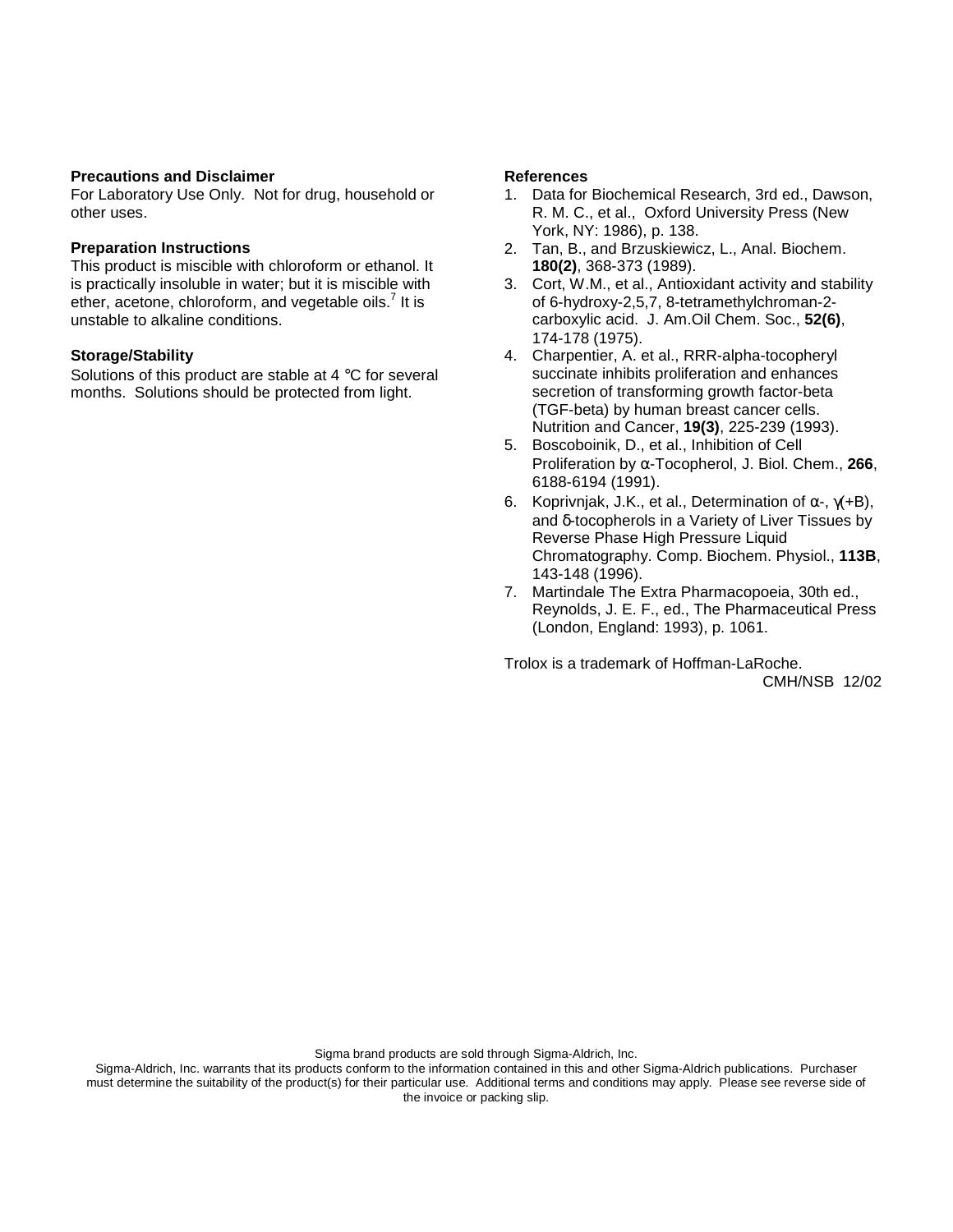## Precautions and Disclaimer

For Laboratory Use Only. Not for drug, household or other uses.

## Preparation Instructions

This product is miscible with chloroform or ethanol. It is practically insoluble in water; but it is miscible with ether, acetone, chloroform, and vegetable oils.[7] It is unstable to alkaline conditions.

## Storage/Stability

Solutions of this product are stable at 4 °C for several months. Solutions should be protected from light.

## References

1. Data for Biochemical Research, 3rd ed., Dawson, R. M. C., et al., Oxford University Press (New York, NY: 1986), p. 138.
2. Tan, B., and Brzuskiewicz, L., Anal. Biochem. **180(2)**, 368-373 (1989).
3. Cort, W.M., et al., Antioxidant activity and stability of 6-hydroxy-2,5,7, 8-tetramethylchroman-2-carboxylic acid. J. Am.Oil Chem. Soc., **52(6)**, 174-178 (1975).
4. Charpentier, A. et al., RRR-alpha-tocopheryl succinate inhibits proliferation and enhances secretion of transforming growth factor-beta (TGF-beta) by human breast cancer cells. Nutrition and Cancer, **19(3)**, 225-239 (1993).
5. Boscoboinik, D., et al., Inhibition of Cell Proliferation by α-Tocopherol, J. Biol. Chem., **266**, 6188-6194 (1991).
6. Koprivnjak, J.K., et al., Determination of α-, γ(+B), and δ-tocopherols in a Variety of Liver Tissues by Reverse Phase High Pressure Liquid Chromatography. Comp. Biochem. Physiol., **113B**, 143-148 (1996).
7. Martindale The Extra Pharmacopoeia, 30th ed., Reynolds, J. E. F., ed., The Pharmaceutical Press (London, England: 1993), p. 1061.

Trolox is a trademark of Hoffman-LaRoche.

CMH/NSB 12/02

Sigma brand products are sold through Sigma-Aldrich, Inc.

Sigma-Aldrich, Inc. warrants that its products conform to the information contained in this and other Sigma-Aldrich publications. Purchaser must determine the suitability of the product(s) for their particular use. Additional terms and conditions may apply. Please see reverse side of the invoice or packing slip.